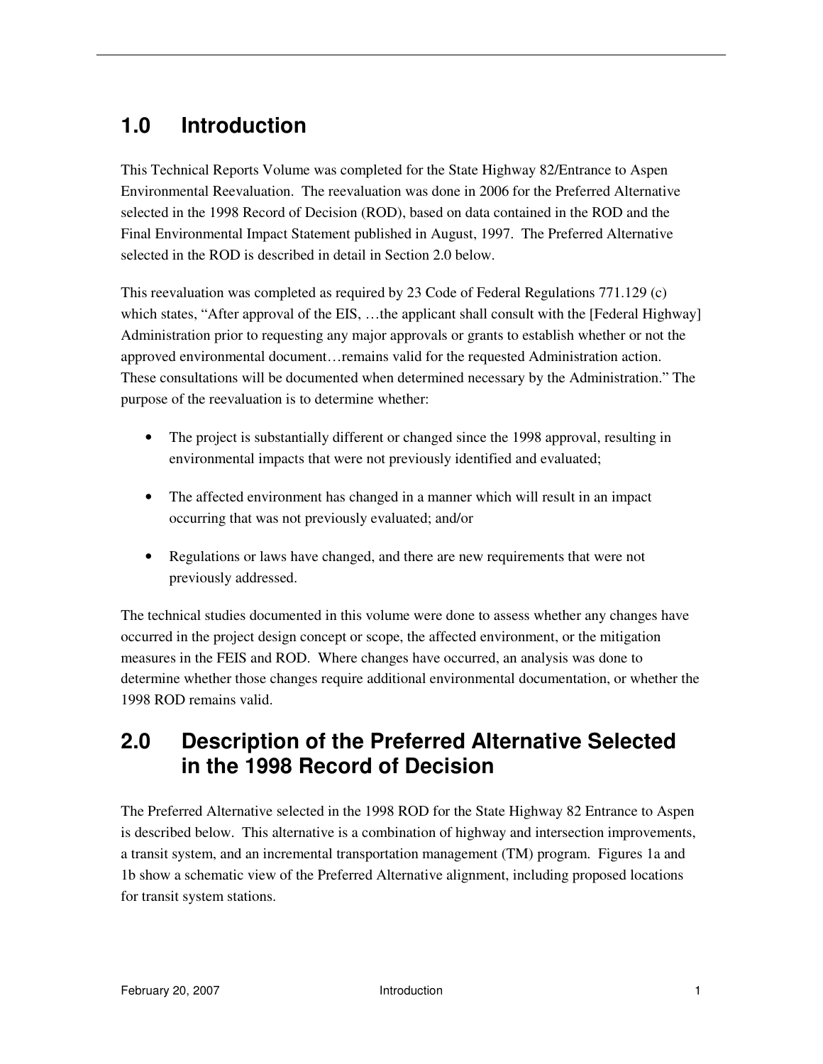# 1.0 Introduction

This Technical Reports Volume was completed for the State Highway 82/Entrance to Aspen Environmental Reevaluation. The reevaluation was done in 2006 for the Preferred Alternative selected in the 1998 Record of Decision (ROD), based on data contained in the ROD and the Final Environmental Impact Statement published in August, 1997. The Preferred Alternative selected in the ROD is described in detail in Section 2.0 below.

This reevaluation was completed as required by 23 Code of Federal Regulations 771.129 (c) which states, "After approval of the EIS, …the applicant shall consult with the [Federal Highway] Administration prior to requesting any major approvals or grants to establish whether or not the approved environmental document…remains valid for the requested Administration action. These consultations will be documented when determined necessary by the Administration." The purpose of the reevaluation is to determine whether:

- The project is substantially different or changed since the 1998 approval, resulting in environmental impacts that were not previously identified and evaluated;
- The affected environment has changed in a manner which will result in an impact occurring that was not previously evaluated; and/or
- Regulations or laws have changed, and there are new requirements that were not previously addressed.

The technical studies documented in this volume were done to assess whether any changes have occurred in the project design concept or scope, the affected environment, or the mitigation measures in the FEIS and ROD. Where changes have occurred, an analysis was done to determine whether those changes require additional environmental documentation, or whether the 1998 ROD remains valid.

# 2.0 Description of the Preferred Alternative Selected in the 1998 Record of Decision

The Preferred Alternative selected in the 1998 ROD for the State Highway 82 Entrance to Aspen is described below. This alternative is a combination of highway and intersection improvements, a transit system, and an incremental transportation management (TM) program. Figures 1a and 1b show a schematic view of the Preferred Alternative alignment, including proposed locations for transit system stations.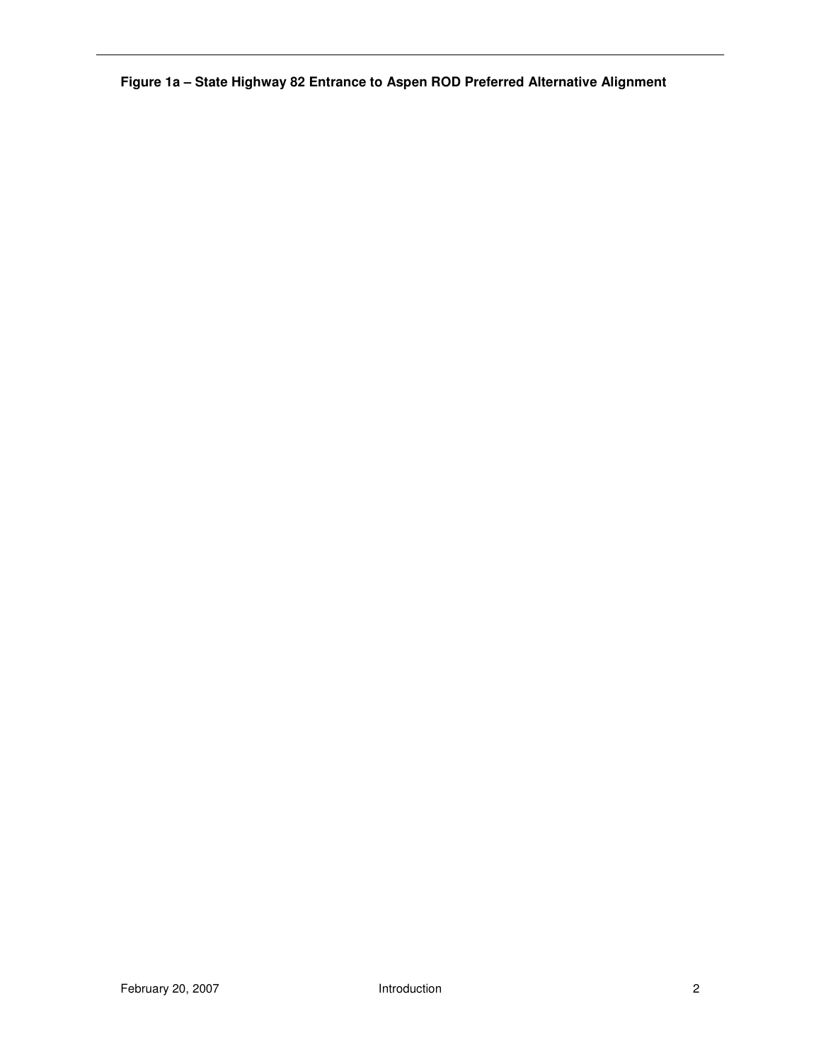**Figure 1a – State Highway 82 Entrance to Aspen ROD Preferred Alternative Alignment**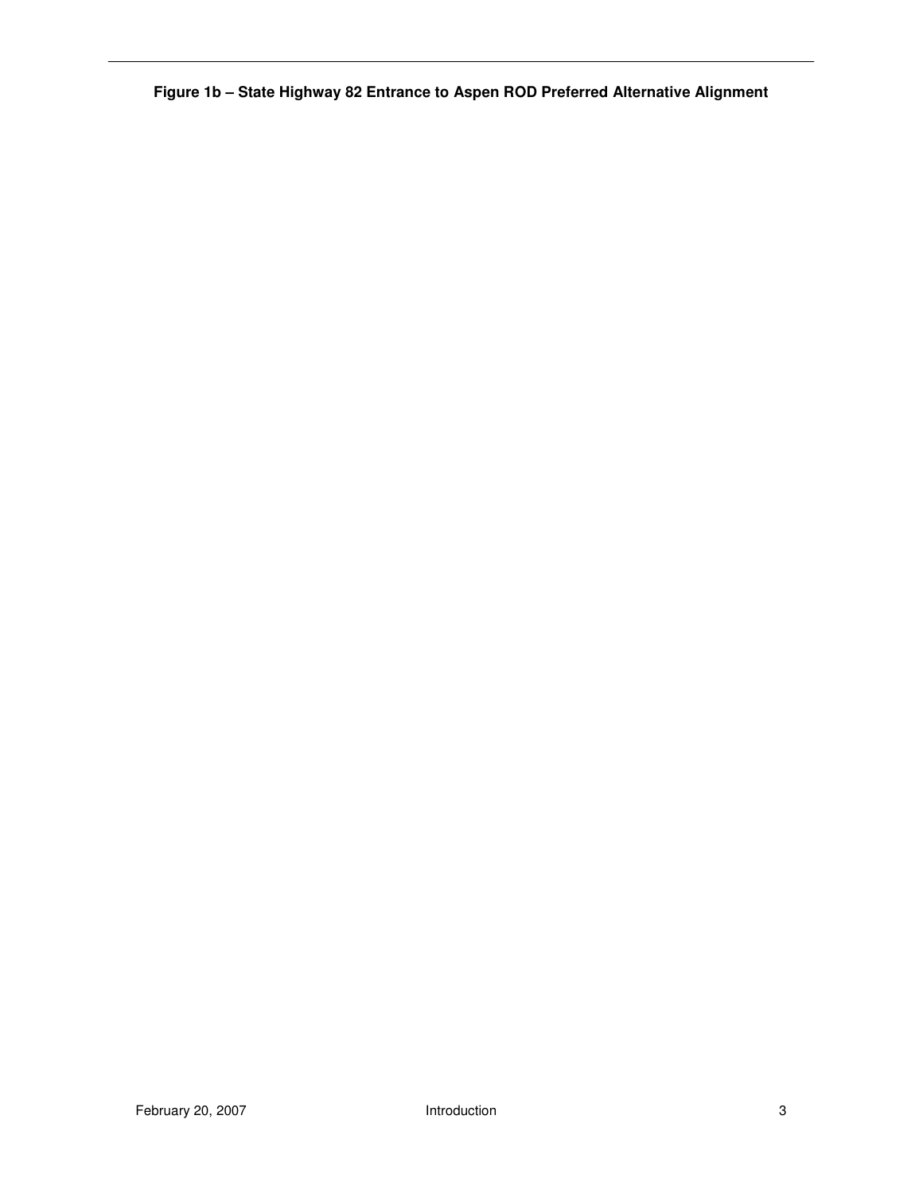**Figure 1b – State Highway 82 Entrance to Aspen ROD Preferred Alternative Alignment**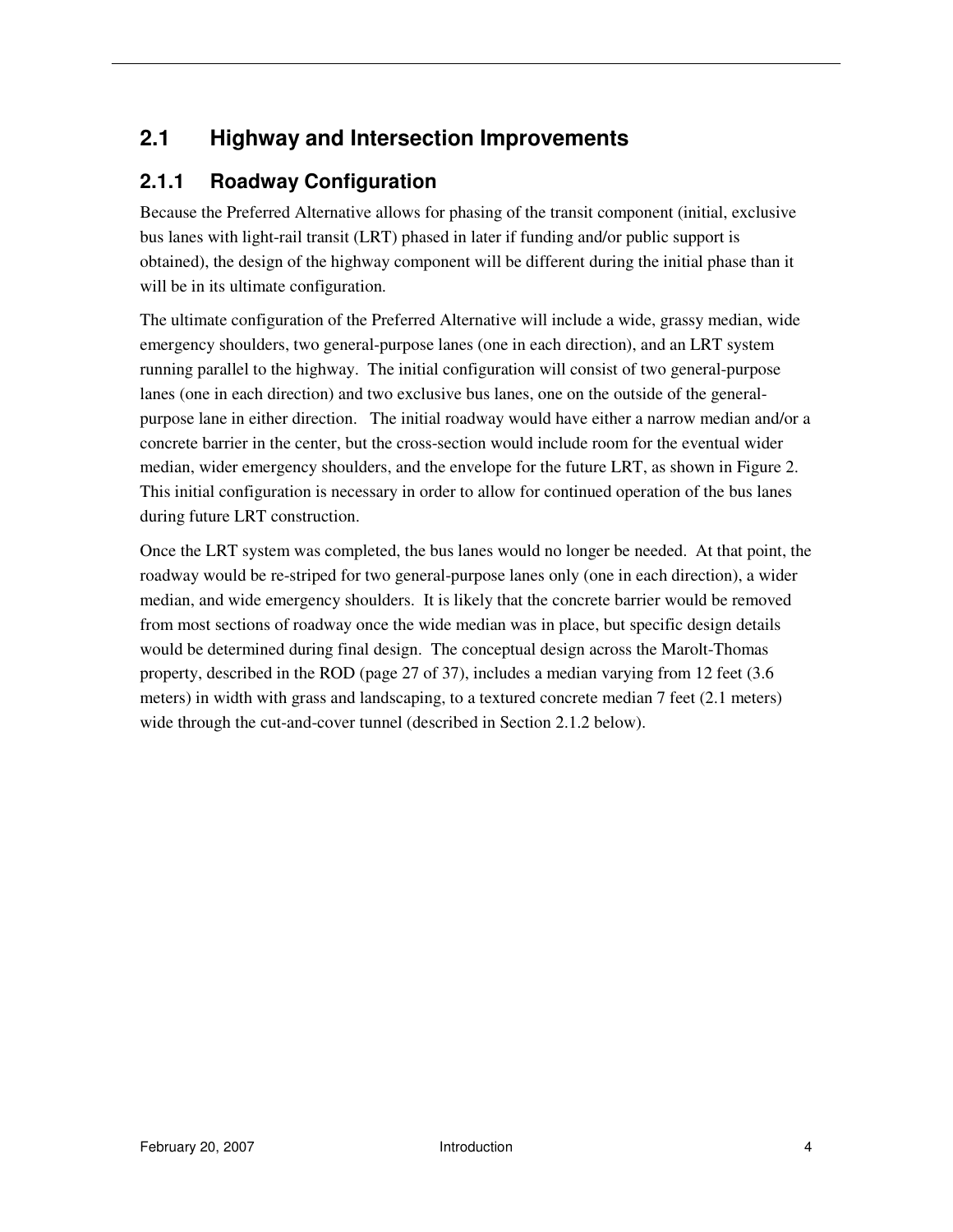## 2.1 Highway and Intersection Improvements

### 2.1.1 Roadway Configuration

Because the Preferred Alternative allows for phasing of the transit component (initial, exclusive bus lanes with light-rail transit (LRT) phased in later if funding and/or public support is obtained), the design of the highway component will be different during the initial phase than it will be in its ultimate configuration.

The ultimate configuration of the Preferred Alternative will include a wide, grassy median, wide emergency shoulders, two general-purpose lanes (one in each direction), and an LRT system running parallel to the highway. The initial configuration will consist of two general-purpose lanes (one in each direction) and two exclusive bus lanes, one on the outside of the general-purpose lane in either direction. The initial roadway would have either a narrow median and/or a concrete barrier in the center, but the cross-section would include room for the eventual wider median, wider emergency shoulders, and the envelope for the future LRT, as shown in Figure 2. This initial configuration is necessary in order to allow for continued operation of the bus lanes during future LRT construction.

Once the LRT system was completed, the bus lanes would no longer be needed. At that point, the roadway would be re-striped for two general-purpose lanes only (one in each direction), a wider median, and wide emergency shoulders. It is likely that the concrete barrier would be removed from most sections of roadway once the wide median was in place, but specific design details would be determined during final design. The conceptual design across the Marolt-Thomas property, described in the ROD (page 27 of 37), includes a median varying from 12 feet (3.6 meters) in width with grass and landscaping, to a textured concrete median 7 feet (2.1 meters) wide through the cut-and-cover tunnel (described in Section 2.1.2 below).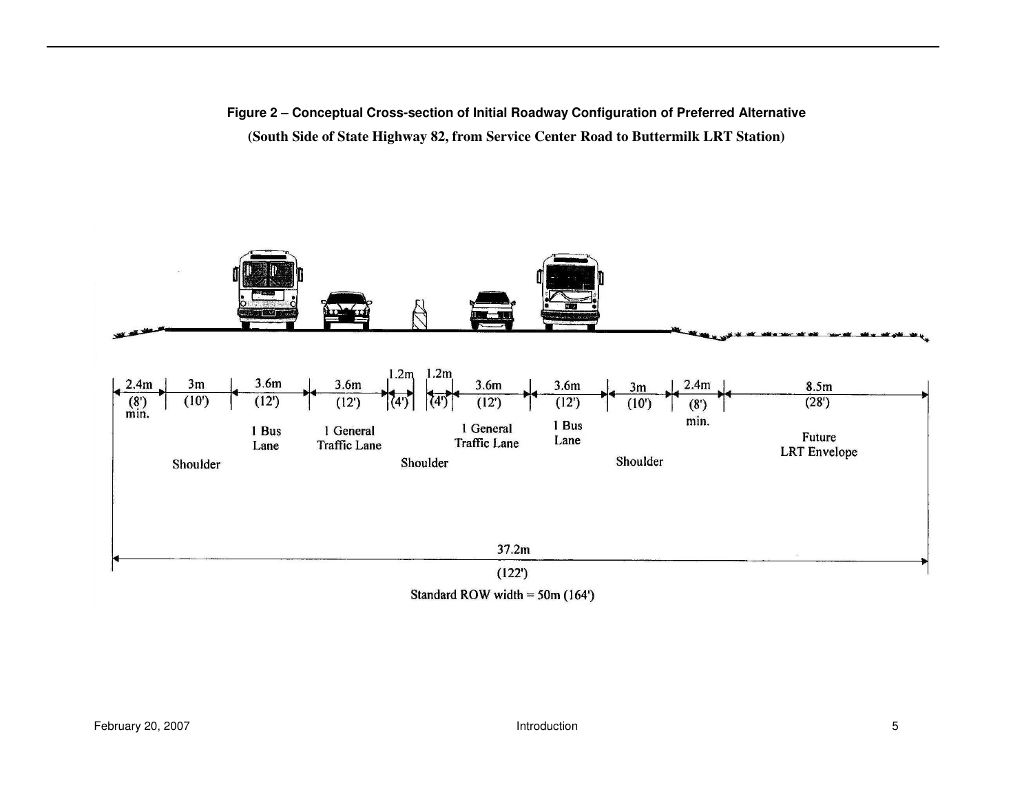**Figure 2 – Conceptual Cross-section of Initial Roadway Configuration of Preferred Alternative**

**(South Side of State Highway 82, from Service Center Road to Buttermilk LRT Station)**

| 2.4m (8') min. | 3m (10') | 3.6m (12') | 3.6m (12') | 1.2m (4') | 1.2m (4') | 3.6m (12') | 3.6m (12') | 3m (10') | 2.4m (8') min. | 8.5m (28') |
|---|---|---|---|---|---|---|---|---|---|---|
| | Shoulder | 1 Bus Lane | 1 General Traffic Lane | Shoulder | | 1 General Traffic Lane | 1 Bus Lane | Shoulder | | Future LRT Envelope |

37.2m (122')

Standard ROW width = 50m (164')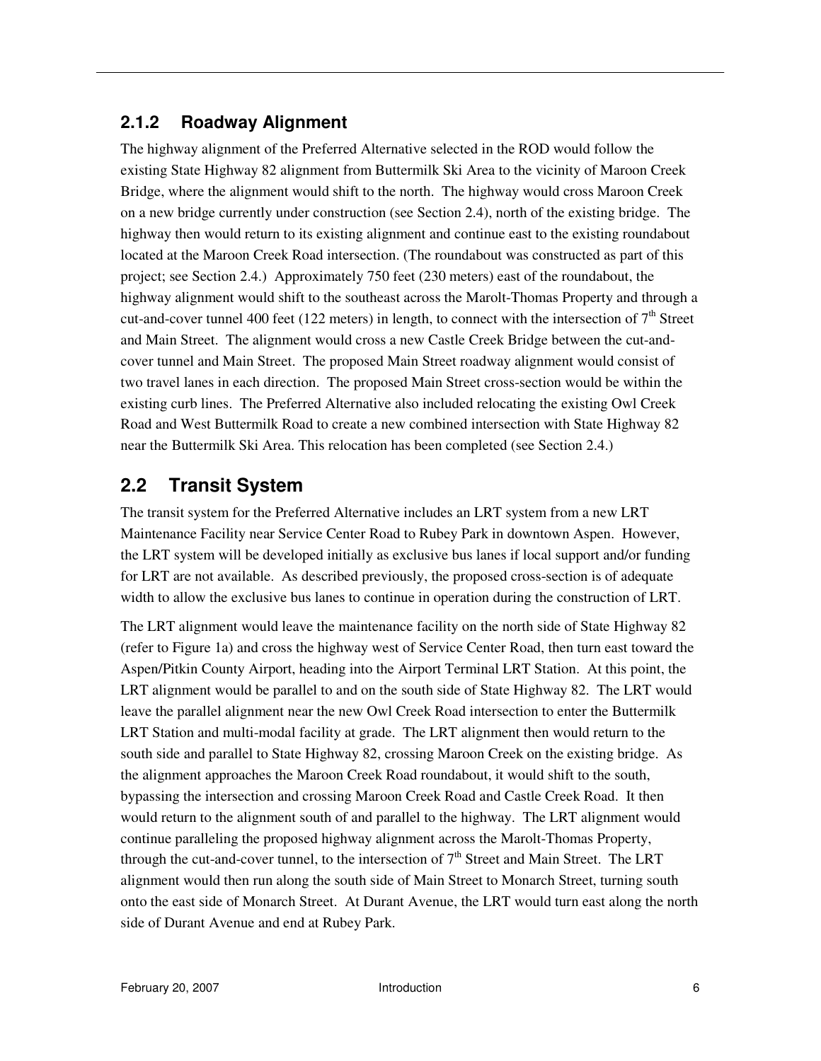### 2.1.2 Roadway Alignment

The highway alignment of the Preferred Alternative selected in the ROD would follow the existing State Highway 82 alignment from Buttermilk Ski Area to the vicinity of Maroon Creek Bridge, where the alignment would shift to the north. The highway would cross Maroon Creek on a new bridge currently under construction (see Section 2.4), north of the existing bridge. The highway then would return to its existing alignment and continue east to the existing roundabout located at the Maroon Creek Road intersection. (The roundabout was constructed as part of this project; see Section 2.4.) Approximately 750 feet (230 meters) east of the roundabout, the highway alignment would shift to the southeast across the Marolt-Thomas Property and through a cut-and-cover tunnel 400 feet (122 meters) in length, to connect with the intersection of 7th Street and Main Street. The alignment would cross a new Castle Creek Bridge between the cut-and-cover tunnel and Main Street. The proposed Main Street roadway alignment would consist of two travel lanes in each direction. The proposed Main Street cross-section would be within the existing curb lines. The Preferred Alternative also included relocating the existing Owl Creek Road and West Buttermilk Road to create a new combined intersection with State Highway 82 near the Buttermilk Ski Area. This relocation has been completed (see Section 2.4.)

## 2.2 Transit System

The transit system for the Preferred Alternative includes an LRT system from a new LRT Maintenance Facility near Service Center Road to Rubey Park in downtown Aspen. However, the LRT system will be developed initially as exclusive bus lanes if local support and/or funding for LRT are not available. As described previously, the proposed cross-section is of adequate width to allow the exclusive bus lanes to continue in operation during the construction of LRT.

The LRT alignment would leave the maintenance facility on the north side of State Highway 82 (refer to Figure 1a) and cross the highway west of Service Center Road, then turn east toward the Aspen/Pitkin County Airport, heading into the Airport Terminal LRT Station. At this point, the LRT alignment would be parallel to and on the south side of State Highway 82. The LRT would leave the parallel alignment near the new Owl Creek Road intersection to enter the Buttermilk LRT Station and multi-modal facility at grade. The LRT alignment then would return to the south side and parallel to State Highway 82, crossing Maroon Creek on the existing bridge. As the alignment approaches the Maroon Creek Road roundabout, it would shift to the south, bypassing the intersection and crossing Maroon Creek Road and Castle Creek Road. It then would return to the alignment south of and parallel to the highway. The LRT alignment would continue paralleling the proposed highway alignment across the Marolt-Thomas Property, through the cut-and-cover tunnel, to the intersection of 7th Street and Main Street. The LRT alignment would then run along the south side of Main Street to Monarch Street, turning south onto the east side of Monarch Street. At Durant Avenue, the LRT would turn east along the north side of Durant Avenue and end at Rubey Park.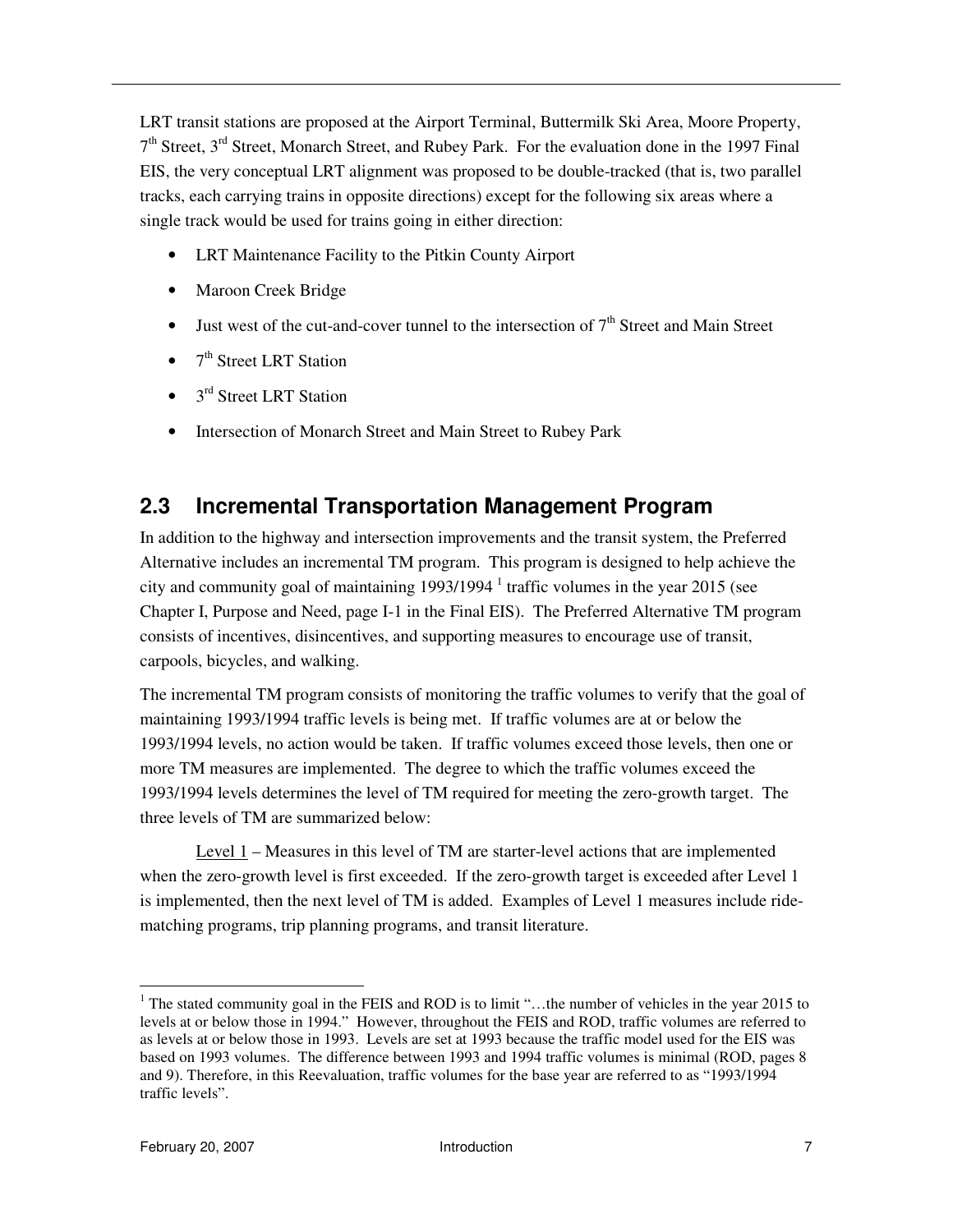LRT transit stations are proposed at the Airport Terminal, Buttermilk Ski Area, Moore Property, 7th Street, 3rd Street, Monarch Street, and Rubey Park. For the evaluation done in the 1997 Final EIS, the very conceptual LRT alignment was proposed to be double-tracked (that is, two parallel tracks, each carrying trains in opposite directions) except for the following six areas where a single track would be used for trains going in either direction:

- LRT Maintenance Facility to the Pitkin County Airport
- Maroon Creek Bridge
- Just west of the cut-and-cover tunnel to the intersection of 7th Street and Main Street
- 7th Street LRT Station
- 3rd Street LRT Station
- Intersection of Monarch Street and Main Street to Rubey Park

## 2.3 Incremental Transportation Management Program

In addition to the highway and intersection improvements and the transit system, the Preferred Alternative includes an incremental TM program. This program is designed to help achieve the city and community goal of maintaining 1993/1994 [1] traffic volumes in the year 2015 (see Chapter I, Purpose and Need, page I-1 in the Final EIS). The Preferred Alternative TM program consists of incentives, disincentives, and supporting measures to encourage use of transit, carpools, bicycles, and walking.

The incremental TM program consists of monitoring the traffic volumes to verify that the goal of maintaining 1993/1994 traffic levels is being met. If traffic volumes are at or below the 1993/1994 levels, no action would be taken. If traffic volumes exceed those levels, then one or more TM measures are implemented. The degree to which the traffic volumes exceed the 1993/1994 levels determines the level of TM required for meeting the zero-growth target. The three levels of TM are summarized below:

Level 1 – Measures in this level of TM are starter-level actions that are implemented when the zero-growth level is first exceeded. If the zero-growth target is exceeded after Level 1 is implemented, then the next level of TM is added. Examples of Level 1 measures include ride-matching programs, trip planning programs, and transit literature.

---

[1] The stated community goal in the FEIS and ROD is to limit "…the number of vehicles in the year 2015 to levels at or below those in 1994." However, throughout the FEIS and ROD, traffic volumes are referred to as levels at or below those in 1993. Levels are set at 1993 because the traffic model used for the EIS was based on 1993 volumes. The difference between 1993 and 1994 traffic volumes is minimal (ROD, pages 8 and 9). Therefore, in this Reevaluation, traffic volumes for the base year are referred to as "1993/1994 traffic levels".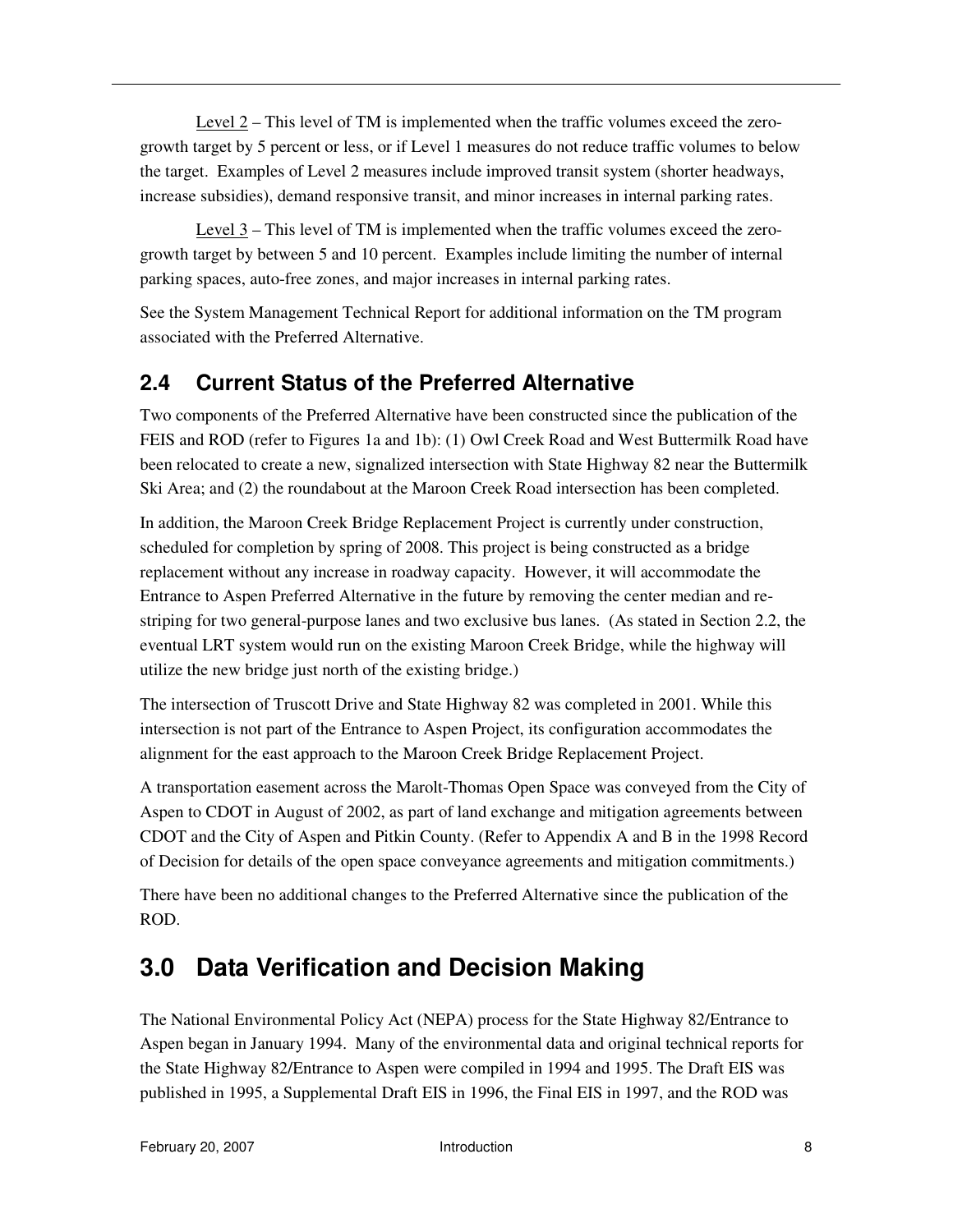Level 2 – This level of TM is implemented when the traffic volumes exceed the zero-growth target by 5 percent or less, or if Level 1 measures do not reduce traffic volumes to below the target. Examples of Level 2 measures include improved transit system (shorter headways, increase subsidies), demand responsive transit, and minor increases in internal parking rates.

Level 3 – This level of TM is implemented when the traffic volumes exceed the zero-growth target by between 5 and 10 percent. Examples include limiting the number of internal parking spaces, auto-free zones, and major increases in internal parking rates.

See the System Management Technical Report for additional information on the TM program associated with the Preferred Alternative.

## 2.4 Current Status of the Preferred Alternative

Two components of the Preferred Alternative have been constructed since the publication of the FEIS and ROD (refer to Figures 1a and 1b): (1) Owl Creek Road and West Buttermilk Road have been relocated to create a new, signalized intersection with State Highway 82 near the Buttermilk Ski Area; and (2) the roundabout at the Maroon Creek Road intersection has been completed.

In addition, the Maroon Creek Bridge Replacement Project is currently under construction, scheduled for completion by spring of 2008. This project is being constructed as a bridge replacement without any increase in roadway capacity. However, it will accommodate the Entrance to Aspen Preferred Alternative in the future by removing the center median and re-striping for two general-purpose lanes and two exclusive bus lanes. (As stated in Section 2.2, the eventual LRT system would run on the existing Maroon Creek Bridge, while the highway will utilize the new bridge just north of the existing bridge.)

The intersection of Truscott Drive and State Highway 82 was completed in 2001. While this intersection is not part of the Entrance to Aspen Project, its configuration accommodates the alignment for the east approach to the Maroon Creek Bridge Replacement Project.

A transportation easement across the Marolt-Thomas Open Space was conveyed from the City of Aspen to CDOT in August of 2002, as part of land exchange and mitigation agreements between CDOT and the City of Aspen and Pitkin County. (Refer to Appendix A and B in the 1998 Record of Decision for details of the open space conveyance agreements and mitigation commitments.)

There have been no additional changes to the Preferred Alternative since the publication of the ROD.

# 3.0 Data Verification and Decision Making

The National Environmental Policy Act (NEPA) process for the State Highway 82/Entrance to Aspen began in January 1994. Many of the environmental data and original technical reports for the State Highway 82/Entrance to Aspen were compiled in 1994 and 1995. The Draft EIS was published in 1995, a Supplemental Draft EIS in 1996, the Final EIS in 1997, and the ROD was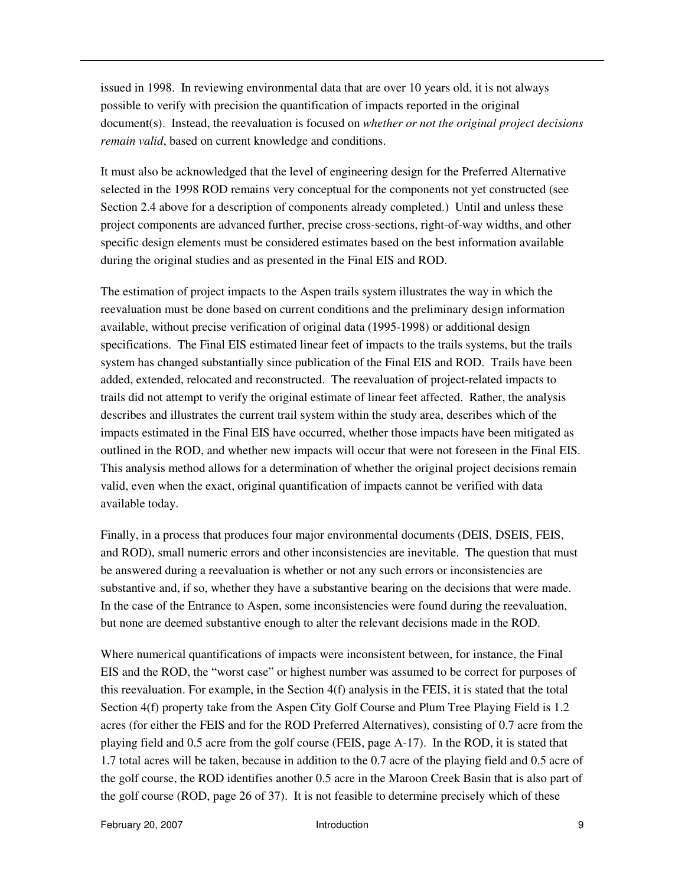issued in 1998. In reviewing environmental data that are over 10 years old, it is not always possible to verify with precision the quantification of impacts reported in the original document(s). Instead, the reevaluation is focused on *whether or not the original project decisions remain valid*, based on current knowledge and conditions.

It must also be acknowledged that the level of engineering design for the Preferred Alternative selected in the 1998 ROD remains very conceptual for the components not yet constructed (see Section 2.4 above for a description of components already completed.) Until and unless these project components are advanced further, precise cross-sections, right-of-way widths, and other specific design elements must be considered estimates based on the best information available during the original studies and as presented in the Final EIS and ROD.

The estimation of project impacts to the Aspen trails system illustrates the way in which the reevaluation must be done based on current conditions and the preliminary design information available, without precise verification of original data (1995-1998) or additional design specifications. The Final EIS estimated linear feet of impacts to the trails systems, but the trails system has changed substantially since publication of the Final EIS and ROD. Trails have been added, extended, relocated and reconstructed. The reevaluation of project-related impacts to trails did not attempt to verify the original estimate of linear feet affected. Rather, the analysis describes and illustrates the current trail system within the study area, describes which of the impacts estimated in the Final EIS have occurred, whether those impacts have been mitigated as outlined in the ROD, and whether new impacts will occur that were not foreseen in the Final EIS. This analysis method allows for a determination of whether the original project decisions remain valid, even when the exact, original quantification of impacts cannot be verified with data available today.

Finally, in a process that produces four major environmental documents (DEIS, DSEIS, FEIS, and ROD), small numeric errors and other inconsistencies are inevitable. The question that must be answered during a reevaluation is whether or not any such errors or inconsistencies are substantive and, if so, whether they have a substantive bearing on the decisions that were made. In the case of the Entrance to Aspen, some inconsistencies were found during the reevaluation, but none are deemed substantive enough to alter the relevant decisions made in the ROD.

Where numerical quantifications of impacts were inconsistent between, for instance, the Final EIS and the ROD, the "worst case" or highest number was assumed to be correct for purposes of this reevaluation. For example, in the Section 4(f) analysis in the FEIS, it is stated that the total Section 4(f) property take from the Aspen City Golf Course and Plum Tree Playing Field is 1.2 acres (for either the FEIS and for the ROD Preferred Alternatives), consisting of 0.7 acre from the playing field and 0.5 acre from the golf course (FEIS, page A-17). In the ROD, it is stated that 1.7 total acres will be taken, because in addition to the 0.7 acre of the playing field and 0.5 acre of the golf course, the ROD identifies another 0.5 acre in the Maroon Creek Basin that is also part of the golf course (ROD, page 26 of 37). It is not feasible to determine precisely which of these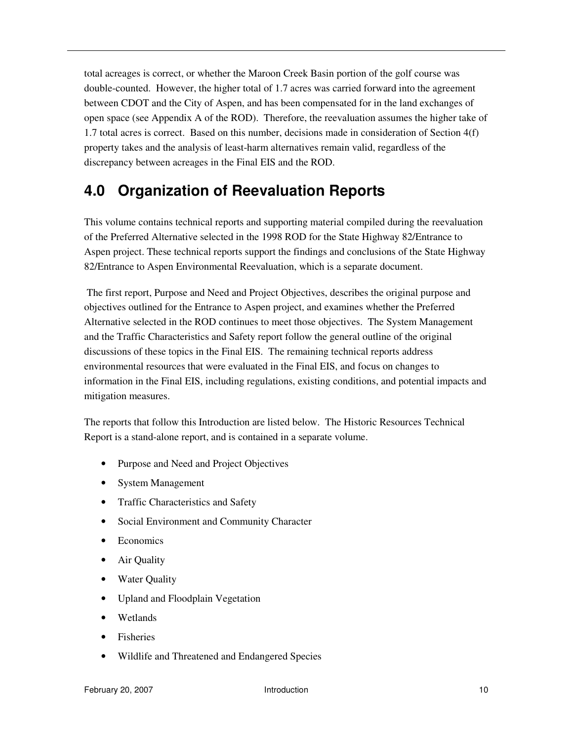total acreages is correct, or whether the Maroon Creek Basin portion of the golf course was double-counted. However, the higher total of 1.7 acres was carried forward into the agreement between CDOT and the City of Aspen, and has been compensated for in the land exchanges of open space (see Appendix A of the ROD). Therefore, the reevaluation assumes the higher take of 1.7 total acres is correct. Based on this number, decisions made in consideration of Section 4(f) property takes and the analysis of least-harm alternatives remain valid, regardless of the discrepancy between acreages in the Final EIS and the ROD.

# 4.0 Organization of Reevaluation Reports

This volume contains technical reports and supporting material compiled during the reevaluation of the Preferred Alternative selected in the 1998 ROD for the State Highway 82/Entrance to Aspen project. These technical reports support the findings and conclusions of the State Highway 82/Entrance to Aspen Environmental Reevaluation, which is a separate document.

The first report, Purpose and Need and Project Objectives, describes the original purpose and objectives outlined for the Entrance to Aspen project, and examines whether the Preferred Alternative selected in the ROD continues to meet those objectives. The System Management and the Traffic Characteristics and Safety report follow the general outline of the original discussions of these topics in the Final EIS. The remaining technical reports address environmental resources that were evaluated in the Final EIS, and focus on changes to information in the Final EIS, including regulations, existing conditions, and potential impacts and mitigation measures.

The reports that follow this Introduction are listed below. The Historic Resources Technical Report is a stand-alone report, and is contained in a separate volume.

- Purpose and Need and Project Objectives
- System Management
- Traffic Characteristics and Safety
- Social Environment and Community Character
- Economics
- Air Quality
- Water Quality
- Upland and Floodplain Vegetation
- Wetlands
- Fisheries
- Wildlife and Threatened and Endangered Species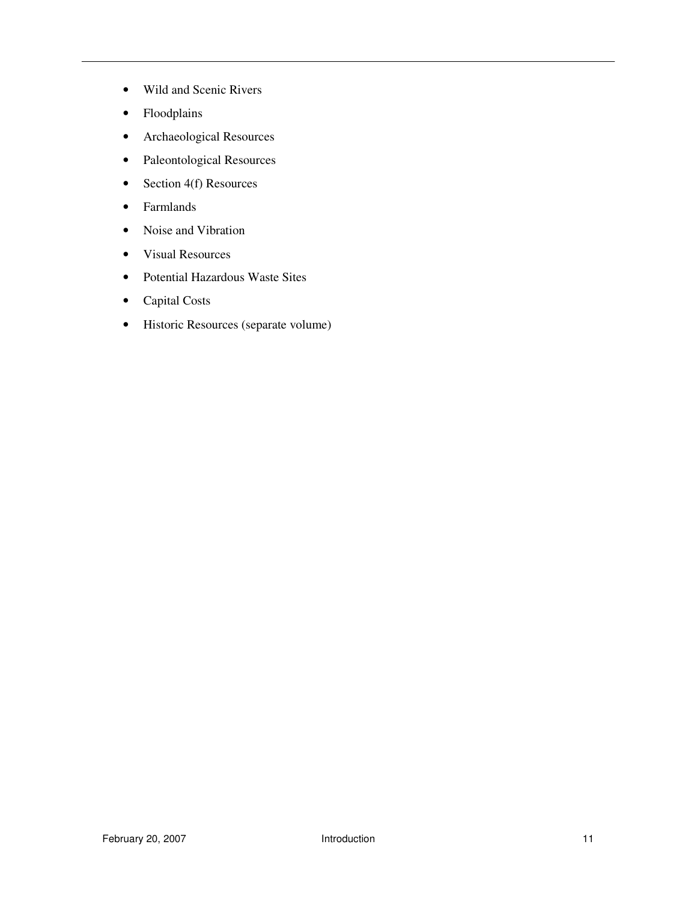- Wild and Scenic Rivers
- Floodplains
- Archaeological Resources
- Paleontological Resources
- Section 4(f) Resources
- Farmlands
- Noise and Vibration
- Visual Resources
- Potential Hazardous Waste Sites
- Capital Costs
- Historic Resources (separate volume)